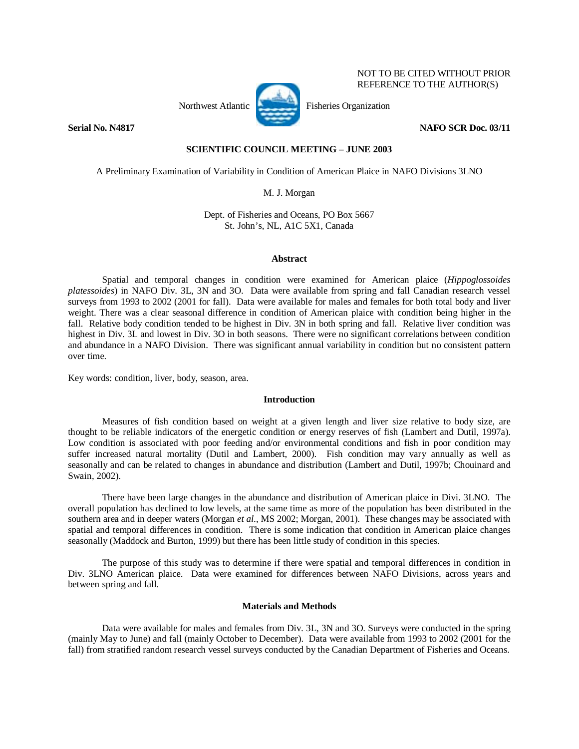NOT TO BE CITED WITHOUT PRIOR REFERENCE TO THE AUTHOR(S)

Northwest Atlantic Fisheries Organization

**Serial No. N4817** **NAFO SCR Doc. 03/11**

**SCIENTIFIC COUNCIL MEETING – JUNE 2003**

A Preliminary Examination of Variability in Condition of American Plaice in NAFO Divisions 3LNO

M. J. Morgan

Dept. of Fisheries and Oceans, PO Box 5667
St. John's, NL, A1C 5X1, Canada

## Abstract

Spatial and temporal changes in condition were examined for American plaice (*Hippoglossoides platessoides*) in NAFO Div. 3L, 3N and 3O. Data were available from spring and fall Canadian research vessel surveys from 1993 to 2002 (2001 for fall). Data were available for males and females for both total body and liver weight. There was a clear seasonal difference in condition of American plaice with condition being higher in the fall. Relative body condition tended to be highest in Div. 3N in both spring and fall. Relative liver condition was highest in Div. 3L and lowest in Div. 3O in both seasons. There were no significant correlations between condition and abundance in a NAFO Division. There was significant annual variability in condition but no consistent pattern over time.

Key words: condition, liver, body, season, area.

## Introduction

Measures of fish condition based on weight at a given length and liver size relative to body size, are thought to be reliable indicators of the energetic condition or energy reserves of fish (Lambert and Dutil, 1997a). Low condition is associated with poor feeding and/or environmental conditions and fish in poor condition may suffer increased natural mortality (Dutil and Lambert, 2000). Fish condition may vary annually as well as seasonally and can be related to changes in abundance and distribution (Lambert and Dutil, 1997b; Chouinard and Swain, 2002).

There have been large changes in the abundance and distribution of American plaice in Divi. 3LNO. The overall population has declined to low levels, at the same time as more of the population has been distributed in the southern area and in deeper waters (Morgan *et al.*, MS 2002; Morgan, 2001). These changes may be associated with spatial and temporal differences in condition. There is some indication that condition in American plaice changes seasonally (Maddock and Burton, 1999) but there has been little study of condition in this species.

The purpose of this study was to determine if there were spatial and temporal differences in condition in Div. 3LNO American plaice. Data were examined for differences between NAFO Divisions, across years and between spring and fall.

## Materials and Methods

Data were available for males and females from Div. 3L, 3N and 3O. Surveys were conducted in the spring (mainly May to June) and fall (mainly October to December). Data were available from 1993 to 2002 (2001 for the fall) from stratified random research vessel surveys conducted by the Canadian Department of Fisheries and Oceans.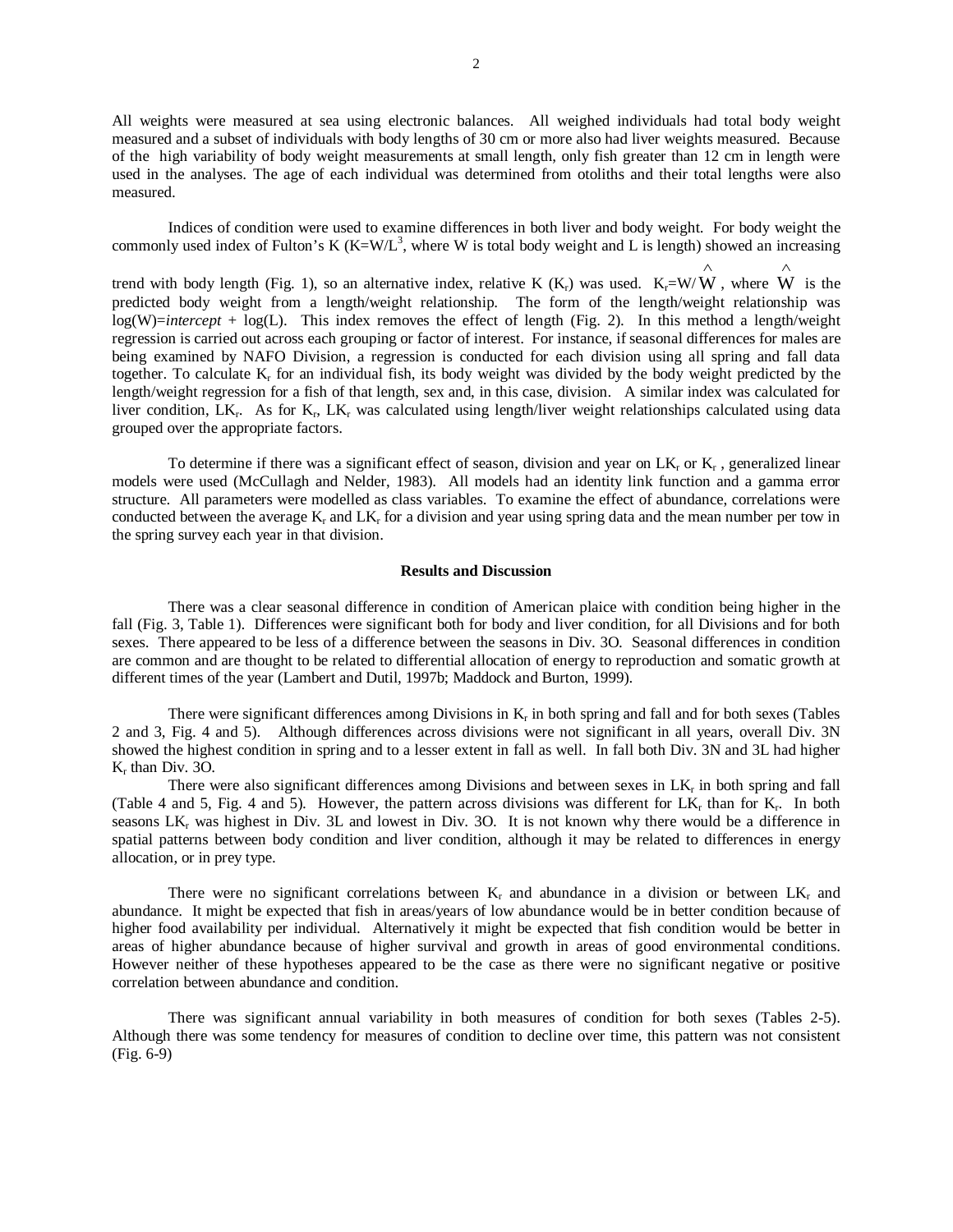All weights were measured at sea using electronic balances. All weighed individuals had total body weight measured and a subset of individuals with body lengths of 30 cm or more also had liver weights measured. Because of the high variability of body weight measurements at small length, only fish greater than 12 cm in length were used in the analyses. The age of each individual was determined from otoliths and their total lengths were also measured.

Indices of condition were used to examine differences in both liver and body weight. For body weight the commonly used index of Fulton's K ($K=W/L^3$, where W is total body weight and L is length) showed an increasing trend with body length (Fig. 1), so an alternative index, relative K ($K_r$) was used. $K_r=W/\hat{W}$, where $\hat{W}$ is the predicted body weight from a length/weight relationship. The form of the length/weight relationship was $\log(W)=intercept + \log(L)$. This index removes the effect of length (Fig. 2). In this method a length/weight regression is carried out across each grouping or factor of interest. For instance, if seasonal differences for males are being examined by NAFO Division, a regression is conducted for each division using all spring and fall data together. To calculate $K_r$ for an individual fish, its body weight was divided by the body weight predicted by the length/weight regression for a fish of that length, sex and, in this case, division. A similar index was calculated for liver condition, $LK_r$. As for $K_r$, $LK_r$ was calculated using length/liver weight relationships calculated using data grouped over the appropriate factors.

To determine if there was a significant effect of season, division and year on $LK_r$ or $K_r$, generalized linear models were used (McCullagh and Nelder, 1983). All models had an identity link function and a gamma error structure. All parameters were modelled as class variables. To examine the effect of abundance, correlations were conducted between the average $K_r$ and $LK_r$ for a division and year using spring data and the mean number per tow in the spring survey each year in that division.

## Results and Discussion

There was a clear seasonal difference in condition of American plaice with condition being higher in the fall (Fig. 3, Table 1). Differences were significant both for body and liver condition, for all Divisions and for both sexes. There appeared to be less of a difference between the seasons in Div. 3O. Seasonal differences in condition are common and are thought to be related to differential allocation of energy to reproduction and somatic growth at different times of the year (Lambert and Dutil, 1997b; Maddock and Burton, 1999).

There were significant differences among Divisions in $K_r$ in both spring and fall and for both sexes (Tables 2 and 3, Fig. 4 and 5). Although differences across divisions were not significant in all years, overall Div. 3N showed the highest condition in spring and to a lesser extent in fall as well. In fall both Div. 3N and 3L had higher $K_r$ than Div. 3O.

There were also significant differences among Divisions and between sexes in $LK_r$ in both spring and fall (Table 4 and 5, Fig. 4 and 5). However, the pattern across divisions was different for $LK_r$ than for $K_r$. In both seasons $LK_r$ was highest in Div. 3L and lowest in Div. 3O. It is not known why there would be a difference in spatial patterns between body condition and liver condition, although it may be related to differences in energy allocation, or in prey type.

There were no significant correlations between $K_r$ and abundance in a division or between $LK_r$ and abundance. It might be expected that fish in areas/years of low abundance would be in better condition because of higher food availability per individual. Alternatively it might be expected that fish condition would be better in areas of higher abundance because of higher survival and growth in areas of good environmental conditions. However neither of these hypotheses appeared to be the case as there were no significant negative or positive correlation between abundance and condition.

There was significant annual variability in both measures of condition for both sexes (Tables 2-5). Although there was some tendency for measures of condition to decline over time, this pattern was not consistent (Fig. 6-9)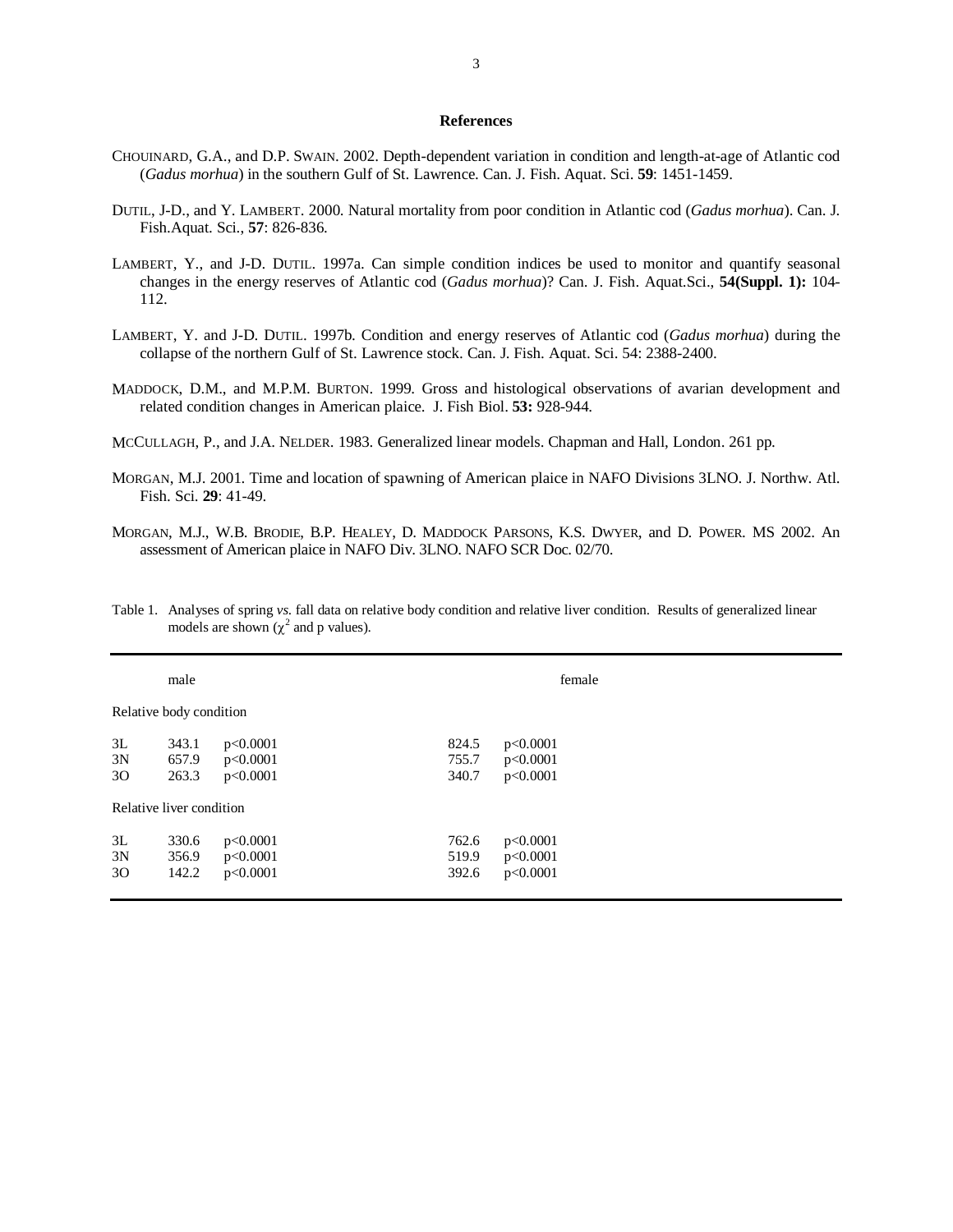## References

CHOUINARD, G.A., and D.P. SWAIN. 2002. Depth-dependent variation in condition and length-at-age of Atlantic cod (*Gadus morhua*) in the southern Gulf of St. Lawrence. Can. J. Fish. Aquat. Sci. **59**: 1451-1459.

DUTIL, J-D., and Y. LAMBERT. 2000. Natural mortality from poor condition in Atlantic cod (*Gadus morhua*). Can. J. Fish.Aquat. Sci., **57**: 826-836.

LAMBERT, Y., and J-D. DUTIL. 1997a. Can simple condition indices be used to monitor and quantify seasonal changes in the energy reserves of Atlantic cod (*Gadus morhua*)? Can. J. Fish. Aquat.Sci., **54(Suppl. 1):** 104-112.

LAMBERT, Y. and J-D. DUTIL. 1997b. Condition and energy reserves of Atlantic cod (*Gadus morhua*) during the collapse of the northern Gulf of St. Lawrence stock. Can. J. Fish. Aquat. Sci. 54: 2388-2400.

MADDOCK, D.M., and M.P.M. BURTON. 1999. Gross and histological observations of avarian development and related condition changes in American plaice. J. Fish Biol. **53:** 928-944.

MCCULLAGH, P., and J.A. NELDER. 1983. Generalized linear models. Chapman and Hall, London. 261 pp.

MORGAN, M.J. 2001. Time and location of spawning of American plaice in NAFO Divisions 3LNO. J. Northw. Atl. Fish. Sci. **29**: 41-49.

MORGAN, M.J., W.B. BRODIE, B.P. HEALEY, D. MADDOCK PARSONS, K.S. DWYER, and D. POWER. MS 2002. An assessment of American plaice in NAFO Div. 3LNO. NAFO SCR Doc. 02/70.

Table 1. Analyses of spring *vs.* fall data on relative body condition and relative liver condition. Results of generalized linear models are shown ($\chi^2$ and p values).

| | male | | female | |
|---|---|---|---|---|
| **Relative body condition** | | | | |
| 3L | 343.1 | p<0.0001 | 824.5 | p<0.0001 |
| 3N | 657.9 | p<0.0001 | 755.7 | p<0.0001 |
| 3O | 263.3 | p<0.0001 | 340.7 | p<0.0001 |
| **Relative liver condition** | | | | |
| 3L | 330.6 | p<0.0001 | 762.6 | p<0.0001 |
| 3N | 356.9 | p<0.0001 | 519.9 | p<0.0001 |
| 3O | 142.2 | p<0.0001 | 392.6 | p<0.0001 |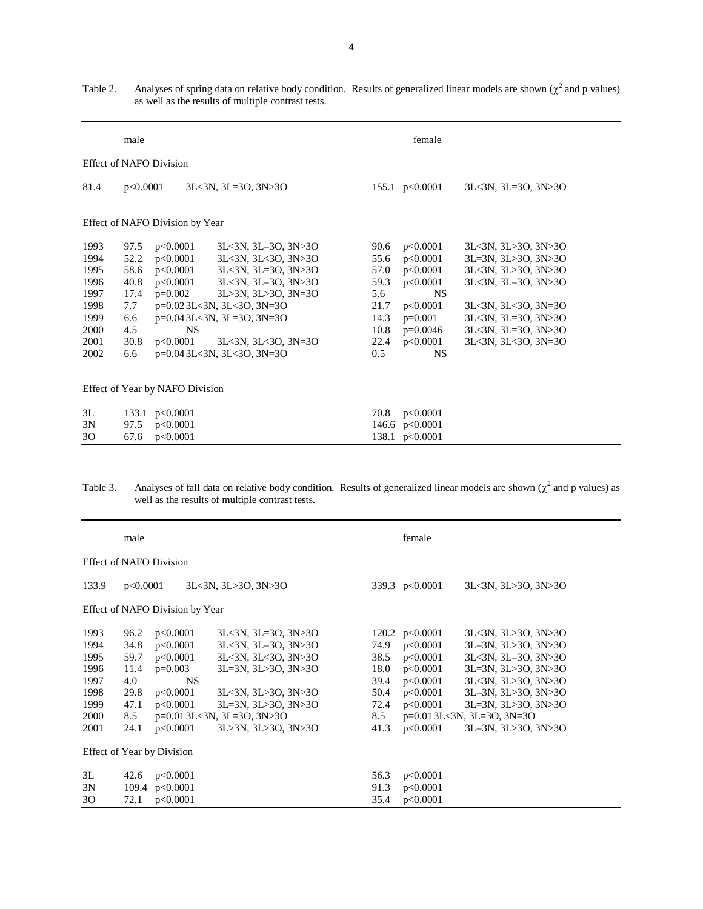Table 2. Analyses of spring data on relative body condition. Results of generalized linear models are shown ($\chi^2$ and p values) as well as the results of multiple contrast tests.

| | male | | | female | | |
|---|---|---|---|---|---|---|
| **Effect of NAFO Division** | | | | | | |
| | 81.4 | p<0.0001 | 3L<3N, 3L=3O, 3N>3O | 155.1 | p<0.0001 | 3L<3N, 3L=3O, 3N>3O |
| **Effect of NAFO Division by Year** | | | | | | |
| 1993 | 97.5 | p<0.0001 | 3L<3N, 3L=3O, 3N>3O | 90.6 | p<0.0001 | 3L<3N, 3L>3O, 3N>3O |
| 1994 | 52.2 | p<0.0001 | 3L<3N, 3L<3O, 3N>3O | 55.6 | p<0.0001 | 3L=3N, 3L>3O, 3N>3O |
| 1995 | 58.6 | p<0.0001 | 3L<3N, 3L=3O, 3N>3O | 57.0 | p<0.0001 | 3L<3N, 3L>3O, 3N>3O |
| 1996 | 40.8 | p<0.0001 | 3L<3N, 3L=3O, 3N>3O | 59.3 | p<0.0001 | 3L<3N, 3L=3O, 3N>3O |
| 1997 | 17.4 | p=0.002 | 3L>3N, 3L>3O, 3N=3O | 5.6 | NS | |
| 1998 | 7.7 | p=0.02 | 3L<3N, 3L<3O, 3N=3O | 21.7 | p<0.0001 | 3L<3N, 3L<3O, 3N=3O |
| 1999 | 6.6 | p=0.04 | 3L<3N, 3L=3O, 3N=3O | 14.3 | p=0.001 | 3L<3N, 3L=3O, 3N>3O |
| 2000 | 4.5 | NS | | 10.8 | p=0.0046 | 3L<3N, 3L=3O, 3N>3O |
| 2001 | 30.8 | p<0.0001 | 3L<3N, 3L<3O, 3N=3O | 22.4 | p<0.0001 | 3L<3N, 3L<3O, 3N=3O |
| 2002 | 6.6 | p=0.04 | 3L<3N, 3L<3O, 3N=3O | 0.5 | NS | |
| **Effect of Year by NAFO Division** | | | | | | |
| 3L | 133.1 | p<0.0001 | | 70.8 | p<0.0001 | |
| 3N | 97.5 | p<0.0001 | | 146.6 | p<0.0001 | |
| 3O | 67.6 | p<0.0001 | | 138.1 | p<0.0001 | |

Table 3. Analyses of fall data on relative body condition. Results of generalized linear models are shown ($\chi^2$ and p values) as well as the results of multiple contrast tests.

| | male | | | female | | |
|---|---|---|---|---|---|---|
| **Effect of NAFO Division** | | | | | | |
| | 133.9 | p<0.0001 | 3L<3N, 3L>3O, 3N>3O | 339.3 | p<0.0001 | 3L<3N, 3L>3O, 3N>3O |
| **Effect of NAFO Division by Year** | | | | | | |
| 1993 | 96.2 | p<0.0001 | 3L<3N, 3L=3O, 3N>3O | 120.2 | p<0.0001 | 3L<3N, 3L>3O, 3N>3O |
| 1994 | 34.8 | p<0.0001 | 3L<3N, 3L=3O, 3N>3O | 74.9 | p<0.0001 | 3L=3N, 3L>3O, 3N>3O |
| 1995 | 59.7 | p<0.0001 | 3L<3N, 3L<3O, 3N>3O | 38.5 | p<0.0001 | 3L<3N, 3L=3O, 3N>3O |
| 1996 | 11.4 | p=0.003 | 3L=3N, 3L>3O, 3N>3O | 18.0 | p<0.0001 | 3L=3N, 3L>3O, 3N>3O |
| 1997 | 4.0 | NS | | 39.4 | p<0.0001 | 3L<3N, 3L>3O, 3N>3O |
| 1998 | 29.8 | p<0.0001 | 3L<3N, 3L>3O, 3N>3O | 50.4 | p<0.0001 | 3L=3N, 3L>3O, 3N>3O |
| 1999 | 47.1 | p<0.0001 | 3L=3N, 3L>3O, 3N>3O | 72.4 | p<0.0001 | 3L=3N, 3L>3O, 3N>3O |
| 2000 | 8.5 | p=0.01 | 3L<3N, 3L=3O, 3N>3O | 8.5 | p=0.01 | 3L<3N, 3L=3O, 3N=3O |
| 2001 | 24.1 | p<0.0001 | 3L>3N, 3L>3O, 3N>3O | 41.3 | p<0.0001 | 3L=3N, 3L>3O, 3N>3O |
| **Effect of Year by Division** | | | | | | |
| 3L | 42.6 | p<0.0001 | | 56.3 | p<0.0001 | |
| 3N | 109.4 | p<0.0001 | | 91.3 | p<0.0001 | |
| 3O | 72.1 | p<0.0001 | | 35.4 | p<0.0001 | |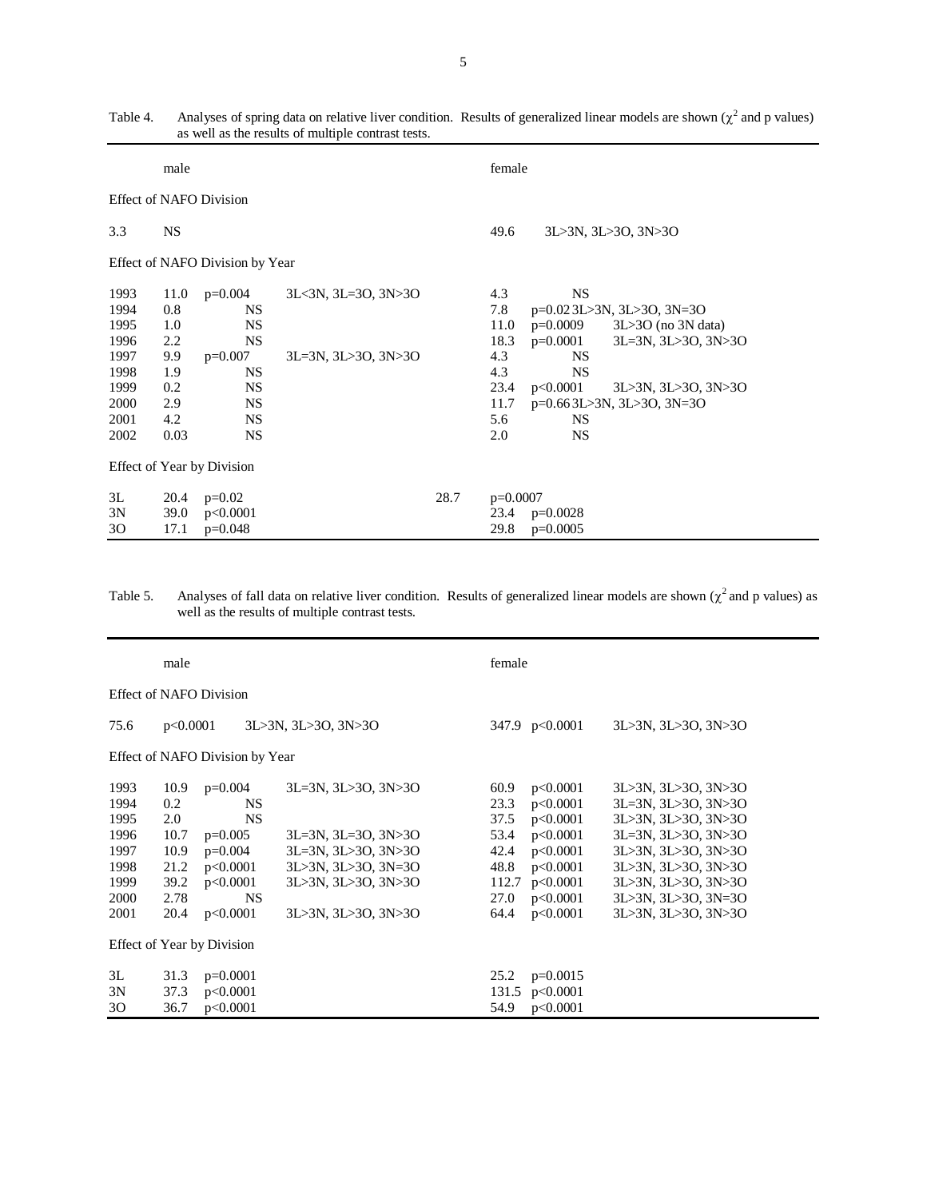Table 4. Analyses of spring data on relative liver condition. Results of generalized linear models are shown ($\chi^2$ and p values) as well as the results of multiple contrast tests.

| | male | | | female | | |
|---|---|---|---|---|---|---|
| **Effect of NAFO Division** | | | | | | |
| 3.3 | NS | | | 49.6 | | 3L>3N, 3L>3O, 3N>3O |
| **Effect of NAFO Division by Year** | | | | | | |
| 1993 | 11.0 | p=0.004 | 3L<3N, 3L=3O, 3N>3O | 4.3 | NS | |
| 1994 | 0.8 | NS | | 7.8 | p=0.02 | 3L>3N, 3L>3O, 3N=3O |
| 1995 | 1.0 | NS | | 11.0 | p=0.0009 | 3L>3O (no 3N data) |
| 1996 | 2.2 | NS | | 18.3 | p=0.0001 | 3L=3N, 3L>3O, 3N>3O |
| 1997 | 9.9 | p=0.007 | 3L=3N, 3L>3O, 3N>3O | 4.3 | NS | |
| 1998 | 1.9 | NS | | 4.3 | NS | |
| 1999 | 0.2 | NS | | 23.4 | p<0.0001 | 3L>3N, 3L>3O, 3N>3O |
| 2000 | 2.9 | NS | | 11.7 | p=0.66 | 3L>3N, 3L>3O, 3N=3O |
| 2001 | 4.2 | NS | | 5.6 | NS | |
| 2002 | 0.03 | NS | | 2.0 | NS | |
| **Effect of Year by Division** | | | | | | |
| 3L | 20.4 | p=0.02 | | 28.7 | p=0.0007 | |
| 3N | 39.0 | p<0.0001 | | 23.4 | p=0.0028 | |
| 3O | 17.1 | p=0.048 | | 29.8 | p=0.0005 | |

Table 5. Analyses of fall data on relative liver condition. Results of generalized linear models are shown ($\chi^2$ and p values) as well as the results of multiple contrast tests.

| | male | | | female | | |
|---|---|---|---|---|---|---|
| **Effect of NAFO Division** | | | | | | |
| 75.6 | p<0.0001 | | 3L>3N, 3L>3O, 3N>3O | 347.9 | p<0.0001 | 3L>3N, 3L>3O, 3N>3O |
| **Effect of NAFO Division by Year** | | | | | | |
| 1993 | 10.9 | p=0.004 | 3L=3N, 3L>3O, 3N>3O | 60.9 | p<0.0001 | 3L>3N, 3L>3O, 3N>3O |
| 1994 | 0.2 | NS | | 23.3 | p<0.0001 | 3L=3N, 3L>3O, 3N>3O |
| 1995 | 2.0 | NS | | 37.5 | p<0.0001 | 3L>3N, 3L>3O, 3N>3O |
| 1996 | 10.7 | p=0.005 | 3L=3N, 3L=3O, 3N>3O | 53.4 | p<0.0001 | 3L=3N, 3L>3O, 3N>3O |
| 1997 | 10.9 | p=0.004 | 3L=3N, 3L>3O, 3N>3O | 42.4 | p<0.0001 | 3L>3N, 3L>3O, 3N>3O |
| 1998 | 21.2 | p<0.0001 | 3L>3N, 3L>3O, 3N=3O | 48.8 | p<0.0001 | 3L>3N, 3L>3O, 3N>3O |
| 1999 | 39.2 | p<0.0001 | 3L>3N, 3L>3O, 3N>3O | 112.7 | p<0.0001 | 3L>3N, 3L>3O, 3N>3O |
| 2000 | 2.78 | NS | | 27.0 | p<0.0001 | 3L>3N, 3L>3O, 3N=3O |
| 2001 | 20.4 | p<0.0001 | 3L>3N, 3L>3O, 3N>3O | 64.4 | p<0.0001 | 3L>3N, 3L>3O, 3N>3O |
| **Effect of Year by Division** | | | | | | |
| 3L | 31.3 | p=0.0001 | | 25.2 | p=0.0015 | |
| 3N | 37.3 | p<0.0001 | | 131.5 | p<0.0001 | |
| 3O | 36.7 | p<0.0001 | | 54.9 | p<0.0001 | |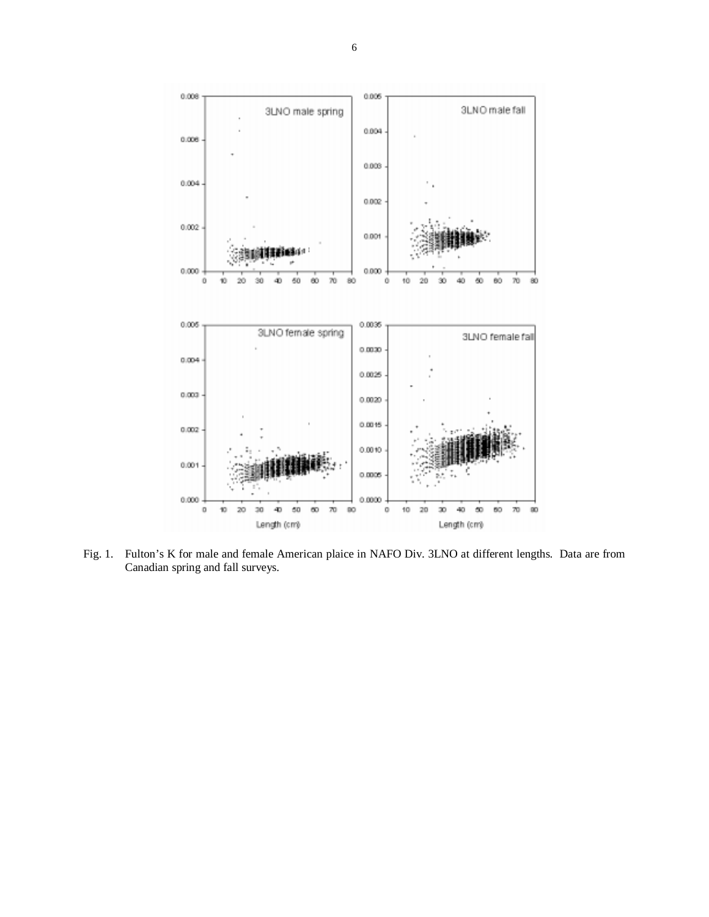Fig. 1. Fulton's K for male and female American plaice in NAFO Div. 3LNO at different lengths. Data are from Canadian spring and fall surveys.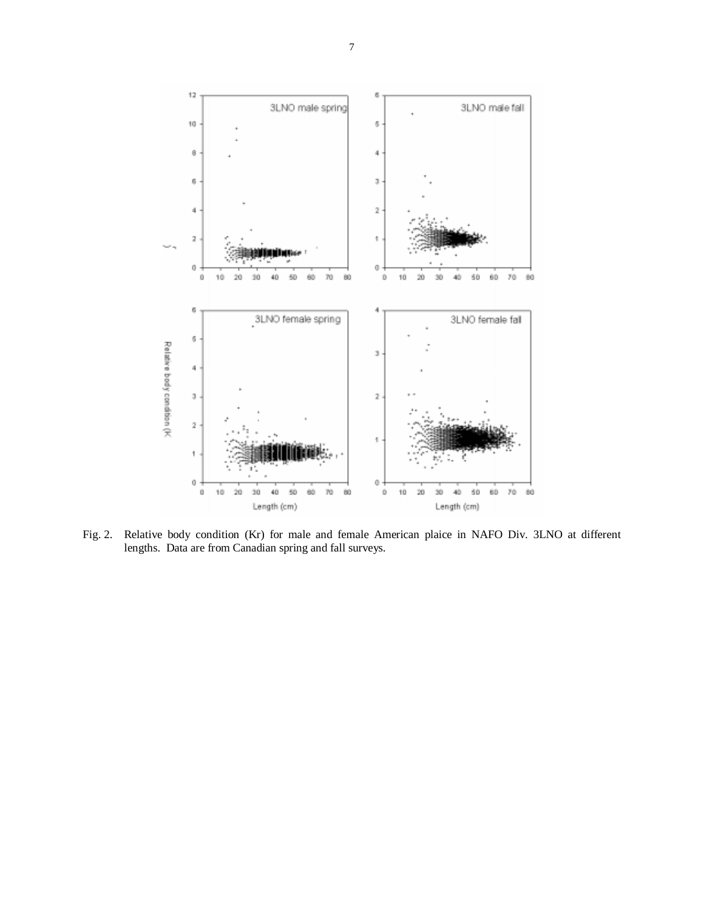Fig. 2. Relative body condition (Kr) for male and female American plaice in NAFO Div. 3LNO at different lengths. Data are from Canadian spring and fall surveys.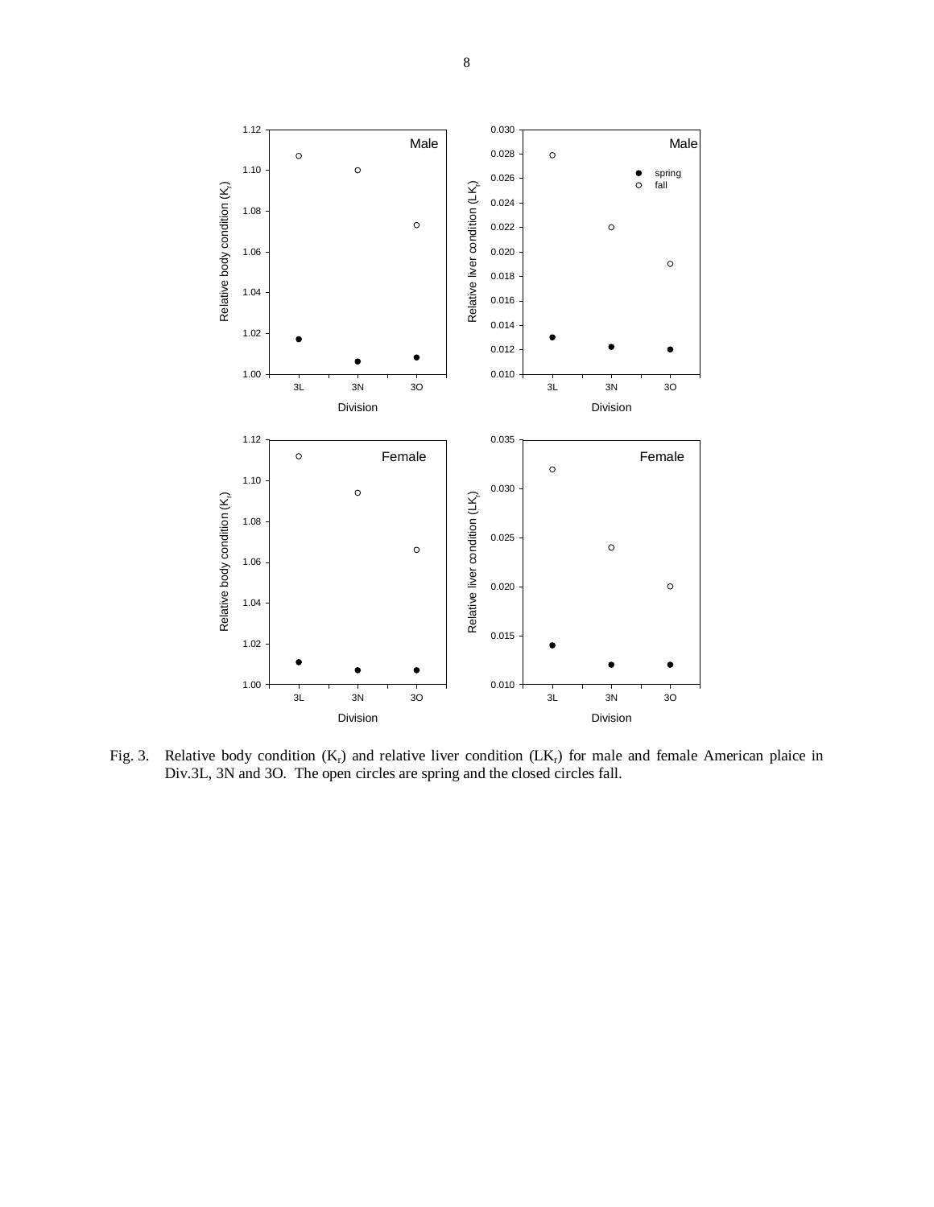Fig. 3. Relative body condition ($K_r$) and relative liver condition ($LK_r$) for male and female American plaice in Div.3L, 3N and 3O. The open circles are spring and the closed circles fall.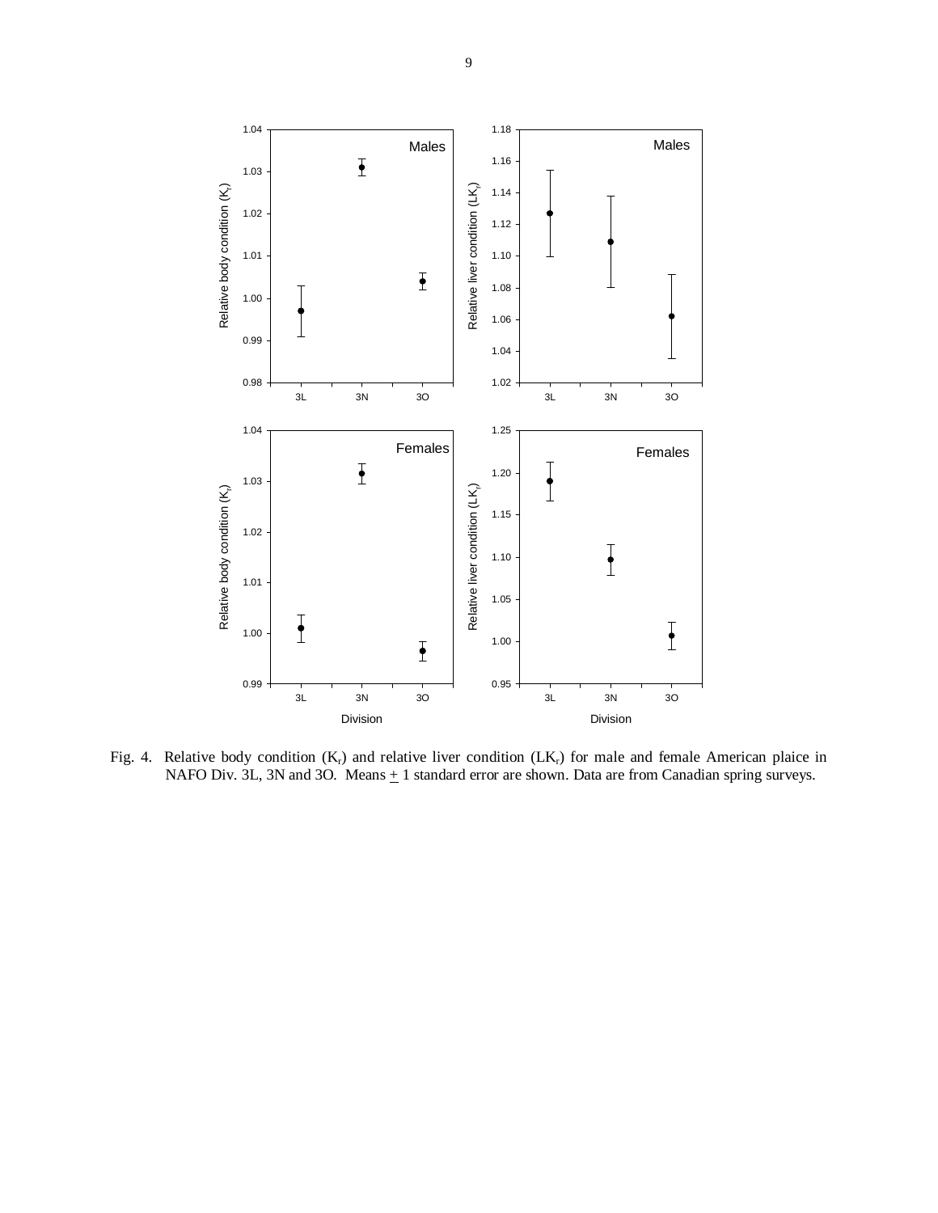Fig. 4. Relative body condition ($K_r$) and relative liver condition ($LK_r$) for male and female American plaice in NAFO Div. 3L, 3N and 3O. Means $\pm$ 1 standard error are shown. Data are from Canadian spring surveys.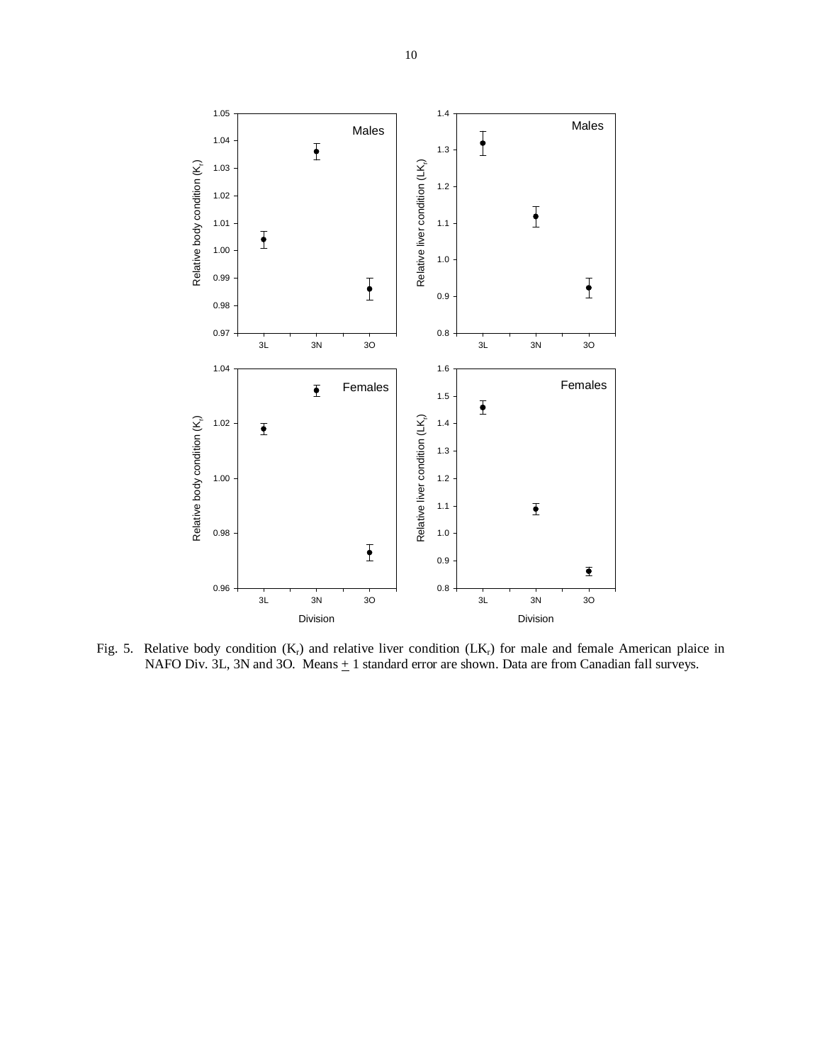Fig. 5. Relative body condition ($K_r$) and relative liver condition ($LK_r$) for male and female American plaice in NAFO Div. 3L, 3N and 3O. Means ± 1 standard error are shown. Data are from Canadian fall surveys.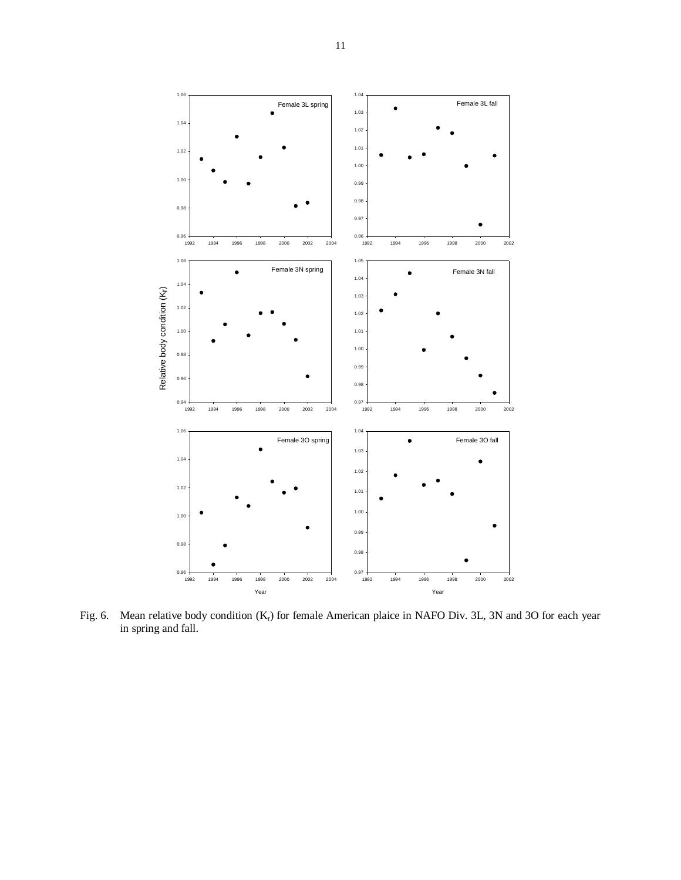Fig. 6. Mean relative body condition ($K_r$) for female American plaice in NAFO Div. 3L, 3N and 3O for each year in spring and fall.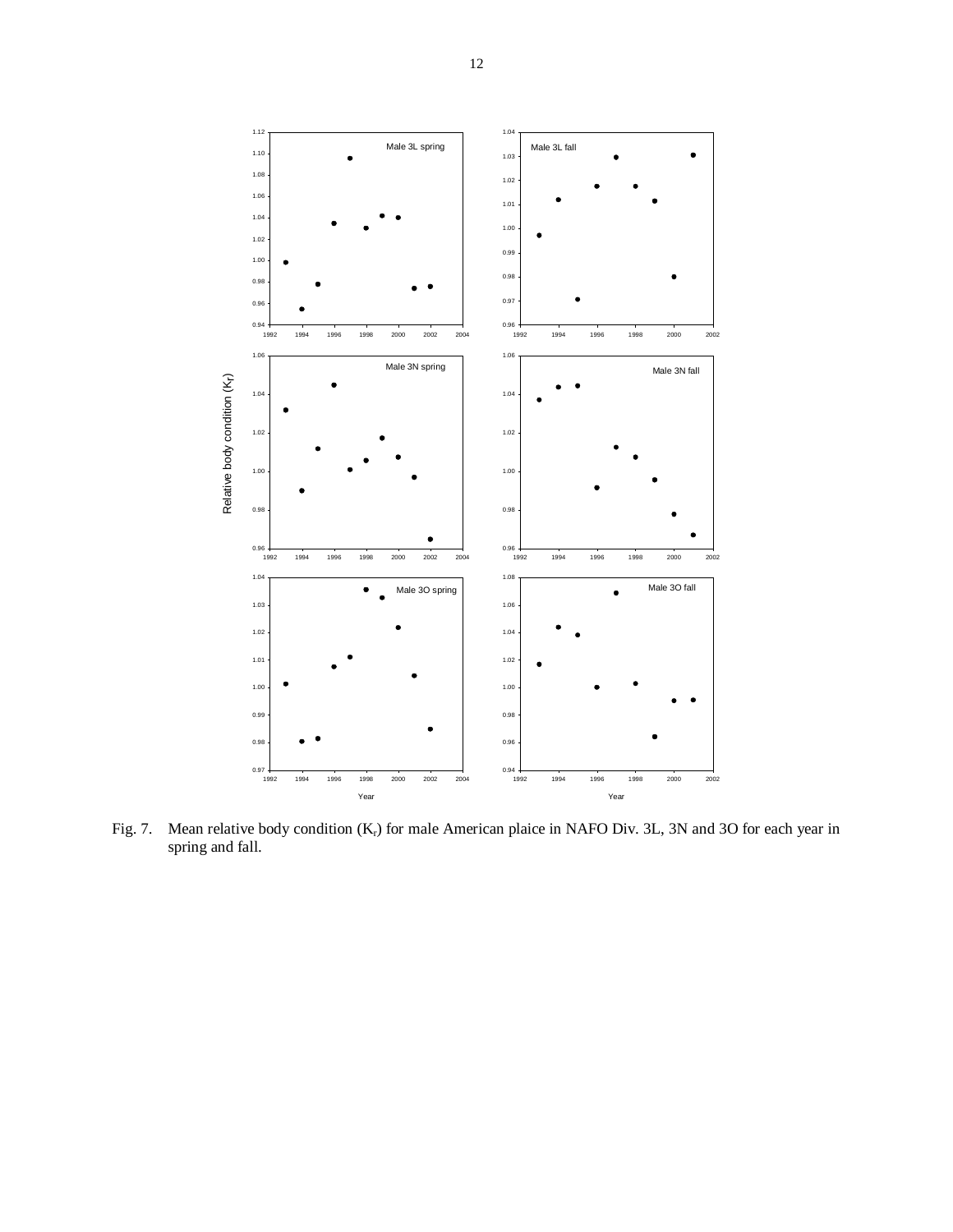Fig. 7. Mean relative body condition ($K_r$) for male American plaice in NAFO Div. 3L, 3N and 3O for each year in spring and fall.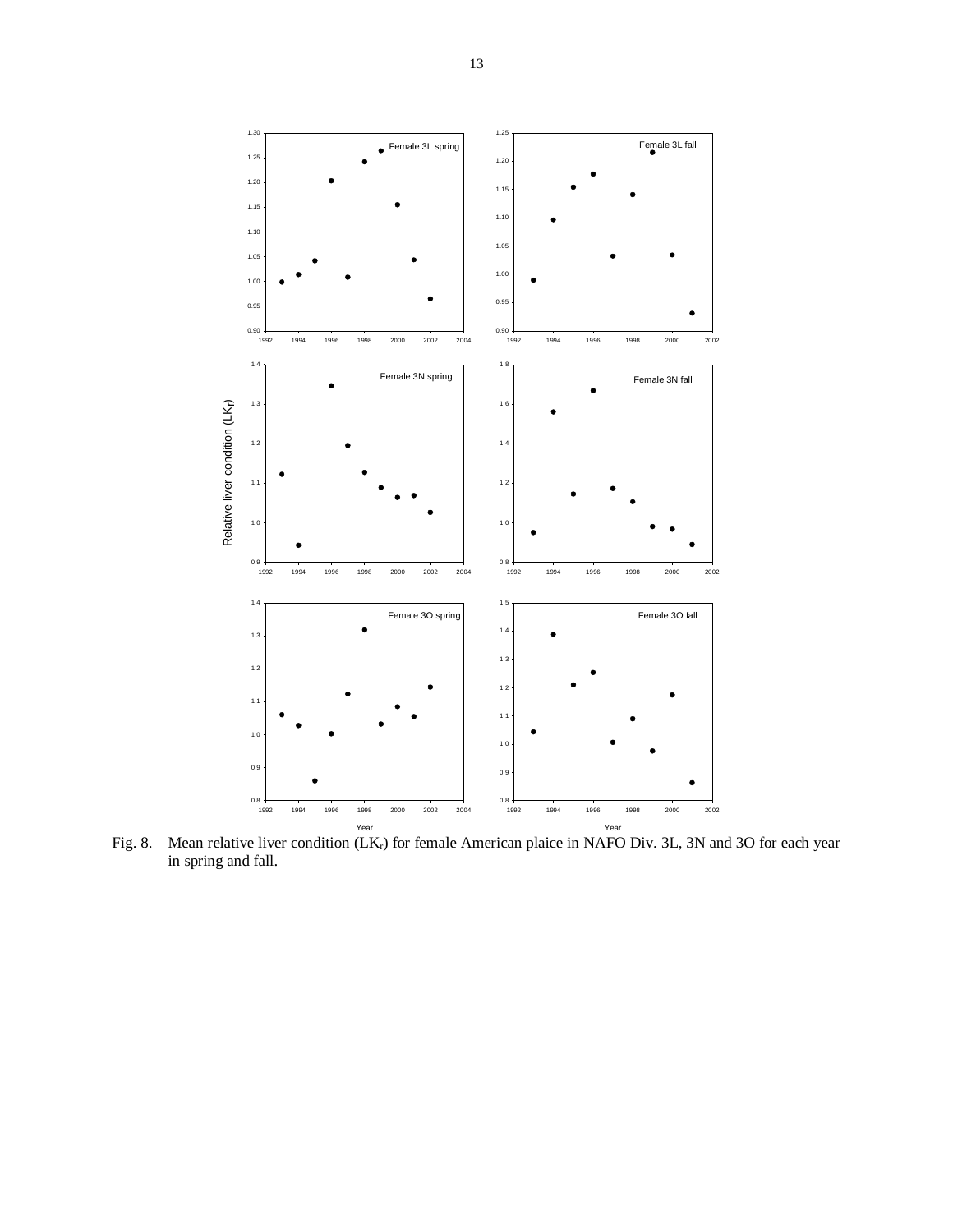Fig. 8. Mean relative liver condition ($LK_r$) for female American plaice in NAFO Div. 3L, 3N and 3O for each year in spring and fall.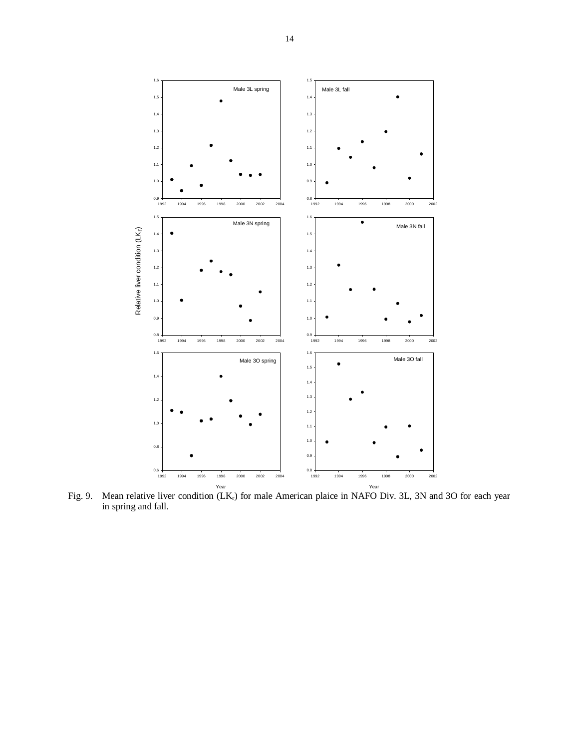Male 3L spring

1.6
1.5
1.4
1.3
1.2
1.1
1.0
0.9

1992 1994 1996 1998 2000 2002 2004

Male 3L fall

1.5
1.4
1.3
1.2
1.1
1.0
0.9
0.8

1992 1994 1996 1998 2000 2002

Male 3N spring

1.5
1.4
1.3
1.2
1.1
1.0
0.9
0.8

1992 1994 1996 1998 2000 2002 2004

Male 3N fall

1.6
1.5
1.4
1.3
1.2
1.1
1.0
0.9

1992 1994 1996 1998 2000 2002

Male 3O spring

1.6
1.4
1.2
1.0
0.8
0.6

1992 1994 1996 1998 2000 2002 2004

Male 3O fall

1.6
1.5
1.4
1.3
1.2
1.1
1.0
0.9
0.8

1992 1994 1996 1998 2000 2002

Relative liver condition ($LK_r$)

Year

Year

Fig. 9. Mean relative liver condition ($LK_r$) for male American plaice in NAFO Div. 3L, 3N and 3O for each year in spring and fall.